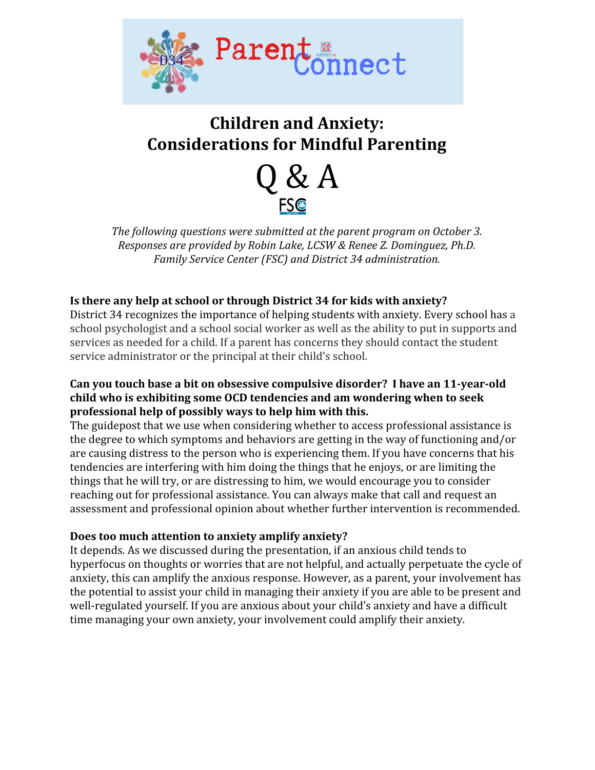# Children and Anxiety: Considerations for Mindful Parenting

## Q & A

*The following questions were submitted at the parent program on October 3. Responses are provided by Robin Lake, LCSW & Renee Z. Dominguez, Ph.D. Family Service Center (FSC) and District 34 administration.*

**Is there any help at school or through District 34 for kids with anxiety?**
District 34 recognizes the importance of helping students with anxiety. Every school has a school psychologist and a school social worker as well as the ability to put in supports and services as needed for a child. If a parent has concerns they should contact the student service administrator or the principal at their child's school.

**Can you touch base a bit on obsessive compulsive disorder? I have an 11-year-old child who is exhibiting some OCD tendencies and am wondering when to seek professional help of possibly ways to help him with this.**
The guidepost that we use when considering whether to access professional assistance is the degree to which symptoms and behaviors are getting in the way of functioning and/or are causing distress to the person who is experiencing them. If you have concerns that his tendencies are interfering with him doing the things that he enjoys, or are limiting the things that he will try, or are distressing to him, we would encourage you to consider reaching out for professional assistance. You can always make that call and request an assessment and professional opinion about whether further intervention is recommended.

**Does too much attention to anxiety amplify anxiety?**
It depends. As we discussed during the presentation, if an anxious child tends to hyperfocus on thoughts or worries that are not helpful, and actually perpetuate the cycle of anxiety, this can amplify the anxious response. However, as a parent, your involvement has the potential to assist your child in managing their anxiety if you are able to be present and well-regulated yourself. If you are anxious about your child's anxiety and have a difficult time managing your own anxiety, your involvement could amplify their anxiety.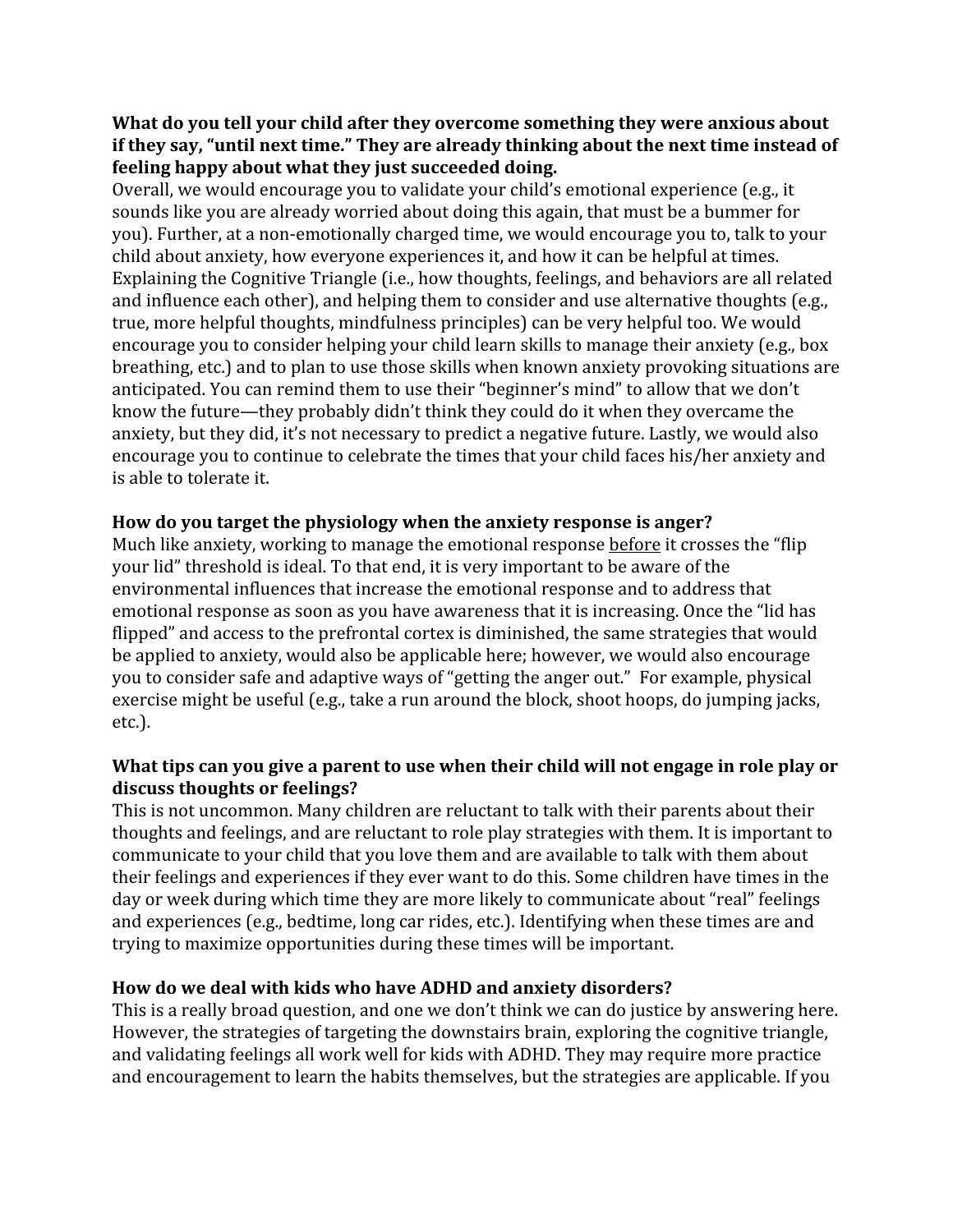**What do you tell your child after they overcome something they were anxious about if they say, "until next time." They are already thinking about the next time instead of feeling happy about what they just succeeded doing.**

Overall, we would encourage you to validate your child's emotional experience (e.g., it sounds like you are already worried about doing this again, that must be a bummer for you). Further, at a non-emotionally charged time, we would encourage you to, talk to your child about anxiety, how everyone experiences it, and how it can be helpful at times. Explaining the Cognitive Triangle (i.e., how thoughts, feelings, and behaviors are all related and influence each other), and helping them to consider and use alternative thoughts (e.g., true, more helpful thoughts, mindfulness principles) can be very helpful too. We would encourage you to consider helping your child learn skills to manage their anxiety (e.g., box breathing, etc.) and to plan to use those skills when known anxiety provoking situations are anticipated. You can remind them to use their "beginner's mind" to allow that we don't know the future—they probably didn't think they could do it when they overcame the anxiety, but they did, it's not necessary to predict a negative future. Lastly, we would also encourage you to continue to celebrate the times that your child faces his/her anxiety and is able to tolerate it.

**How do you target the physiology when the anxiety response is anger?**

Much like anxiety, working to manage the emotional response <u>before</u> it crosses the "flip your lid" threshold is ideal. To that end, it is very important to be aware of the environmental influences that increase the emotional response and to address that emotional response as soon as you have awareness that it is increasing. Once the "lid has flipped" and access to the prefrontal cortex is diminished, the same strategies that would be applied to anxiety, would also be applicable here; however, we would also encourage you to consider safe and adaptive ways of "getting the anger out." For example, physical exercise might be useful (e.g., take a run around the block, shoot hoops, do jumping jacks, etc.).

**What tips can you give a parent to use when their child will not engage in role play or discuss thoughts or feelings?**

This is not uncommon. Many children are reluctant to talk with their parents about their thoughts and feelings, and are reluctant to role play strategies with them. It is important to communicate to your child that you love them and are available to talk with them about their feelings and experiences if they ever want to do this. Some children have times in the day or week during which time they are more likely to communicate about "real" feelings and experiences (e.g., bedtime, long car rides, etc.). Identifying when these times are and trying to maximize opportunities during these times will be important.

**How do we deal with kids who have ADHD and anxiety disorders?**

This is a really broad question, and one we don't think we can do justice by answering here. However, the strategies of targeting the downstairs brain, exploring the cognitive triangle, and validating feelings all work well for kids with ADHD. They may require more practice and encouragement to learn the habits themselves, but the strategies are applicable. If you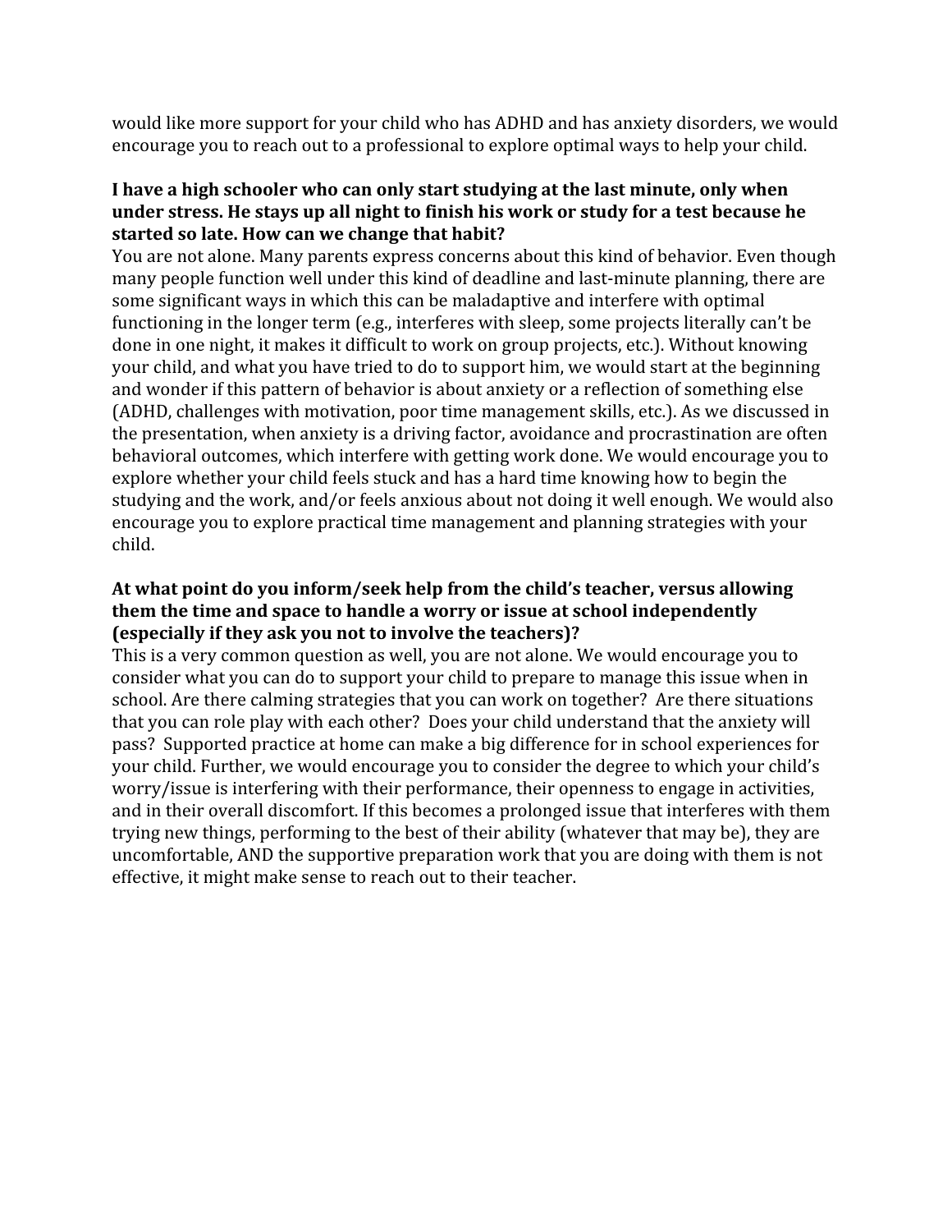would like more support for your child who has ADHD and has anxiety disorders, we would encourage you to reach out to a professional to explore optimal ways to help your child.

**I have a high schooler who can only start studying at the last minute, only when under stress. He stays up all night to finish his work or study for a test because he started so late. How can we change that habit?**

You are not alone. Many parents express concerns about this kind of behavior. Even though many people function well under this kind of deadline and last-minute planning, there are some significant ways in which this can be maladaptive and interfere with optimal functioning in the longer term (e.g., interferes with sleep, some projects literally can't be done in one night, it makes it difficult to work on group projects, etc.). Without knowing your child, and what you have tried to do to support him, we would start at the beginning and wonder if this pattern of behavior is about anxiety or a reflection of something else (ADHD, challenges with motivation, poor time management skills, etc.). As we discussed in the presentation, when anxiety is a driving factor, avoidance and procrastination are often behavioral outcomes, which interfere with getting work done. We would encourage you to explore whether your child feels stuck and has a hard time knowing how to begin the studying and the work, and/or feels anxious about not doing it well enough. We would also encourage you to explore practical time management and planning strategies with your child.

**At what point do you inform/seek help from the child's teacher, versus allowing them the time and space to handle a worry or issue at school independently (especially if they ask you not to involve the teachers)?**

This is a very common question as well, you are not alone. We would encourage you to consider what you can do to support your child to prepare to manage this issue when in school. Are there calming strategies that you can work on together? Are there situations that you can role play with each other? Does your child understand that the anxiety will pass? Supported practice at home can make a big difference for in school experiences for your child. Further, we would encourage you to consider the degree to which your child's worry/issue is interfering with their performance, their openness to engage in activities, and in their overall discomfort. If this becomes a prolonged issue that interferes with them trying new things, performing to the best of their ability (whatever that may be), they are uncomfortable, AND the supportive preparation work that you are doing with them is not effective, it might make sense to reach out to their teacher.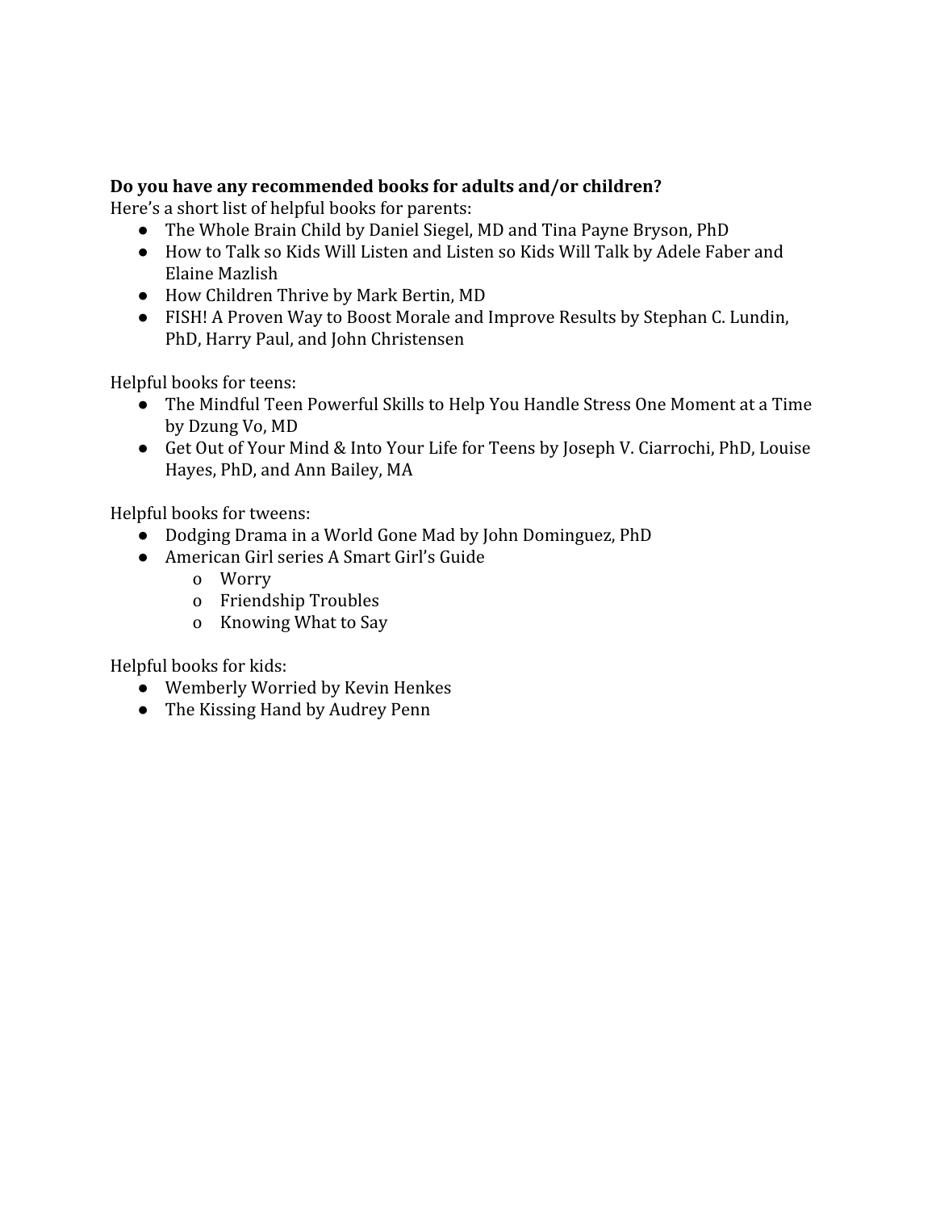**Do you have any recommended books for adults and/or children?**

Here's a short list of helpful books for parents:

- The Whole Brain Child by Daniel Siegel, MD and Tina Payne Bryson, PhD
- How to Talk so Kids Will Listen and Listen so Kids Will Talk by Adele Faber and Elaine Mazlish
- How Children Thrive by Mark Bertin, MD
- FISH! A Proven Way to Boost Morale and Improve Results by Stephan C. Lundin, PhD, Harry Paul, and John Christensen

Helpful books for teens:

- The Mindful Teen Powerful Skills to Help You Handle Stress One Moment at a Time by Dzung Vo, MD
- Get Out of Your Mind & Into Your Life for Teens by Joseph V. Ciarrochi, PhD, Louise Hayes, PhD, and Ann Bailey, MA

Helpful books for tweens:

- Dodging Drama in a World Gone Mad by John Dominguez, PhD
- American Girl series A Smart Girl's Guide
  - Worry
  - Friendship Troubles
  - Knowing What to Say

Helpful books for kids:

- Wemberly Worried by Kevin Henkes
- The Kissing Hand by Audrey Penn